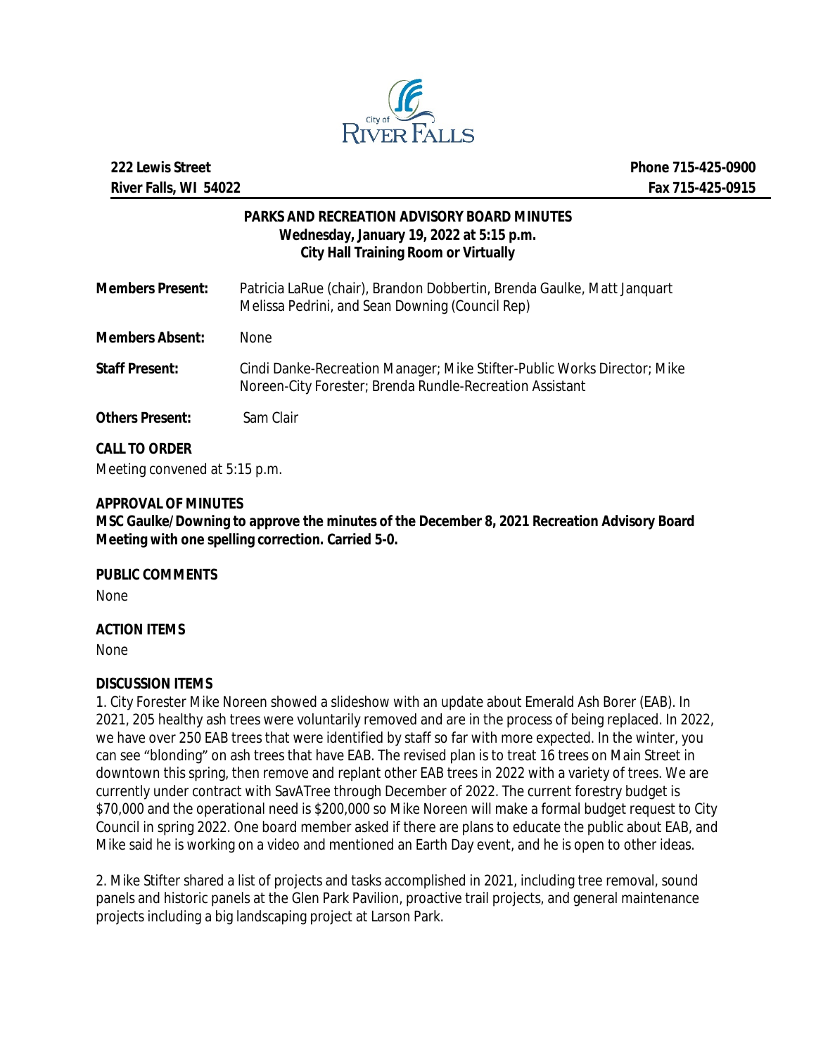222 Lewis Street
River Falls, WI 54022

Phone 715-425-0900
Fax 715-425-0915

# PARKS AND RECREATION ADVISORY BOARD MINUTES

**Wednesday, January 19, 2022 at 5:15 p.m.**
**City Hall Training Room or Virtually**

**Members Present:** Patricia LaRue (chair), Brandon Dobbertin, Brenda Gaulke, Matt Janquart Melissa Pedrini, and Sean Downing (Council Rep)

**Members Absent:** None

**Staff Present:** Cindi Danke-Recreation Manager; Mike Stifter-Public Works Director; Mike Noreen-City Forester; Brenda Rundle-Recreation Assistant

**Others Present:** Sam Clair

**CALL TO ORDER**

Meeting convened at 5:15 p.m.

**APPROVAL OF MINUTES**

**MSC Gaulke/Downing to approve the minutes of the December 8, 2021 Recreation Advisory Board Meeting with one spelling correction. Carried 5-0.**

**PUBLIC COMMENTS**

None

**ACTION ITEMS**

None

**DISCUSSION ITEMS**

1. City Forester Mike Noreen showed a slideshow with an update about Emerald Ash Borer (EAB). In 2021, 205 healthy ash trees were voluntarily removed and are in the process of being replaced. In 2022, we have over 250 EAB trees that were identified by staff so far with more expected. In the winter, you can see "blonding" on ash trees that have EAB. The revised plan is to treat 16 trees on Main Street in downtown this spring, then remove and replant other EAB trees in 2022 with a variety of trees. We are currently under contract with SavATree through December of 2022. The current forestry budget is $70,000 and the operational need is $200,000 so Mike Noreen will make a formal budget request to City Council in spring 2022. One board member asked if there are plans to educate the public about EAB, and Mike said he is working on a video and mentioned an Earth Day event, and he is open to other ideas.

2. Mike Stifter shared a list of projects and tasks accomplished in 2021, including tree removal, sound panels and historic panels at the Glen Park Pavilion, proactive trail projects, and general maintenance projects including a big landscaping project at Larson Park.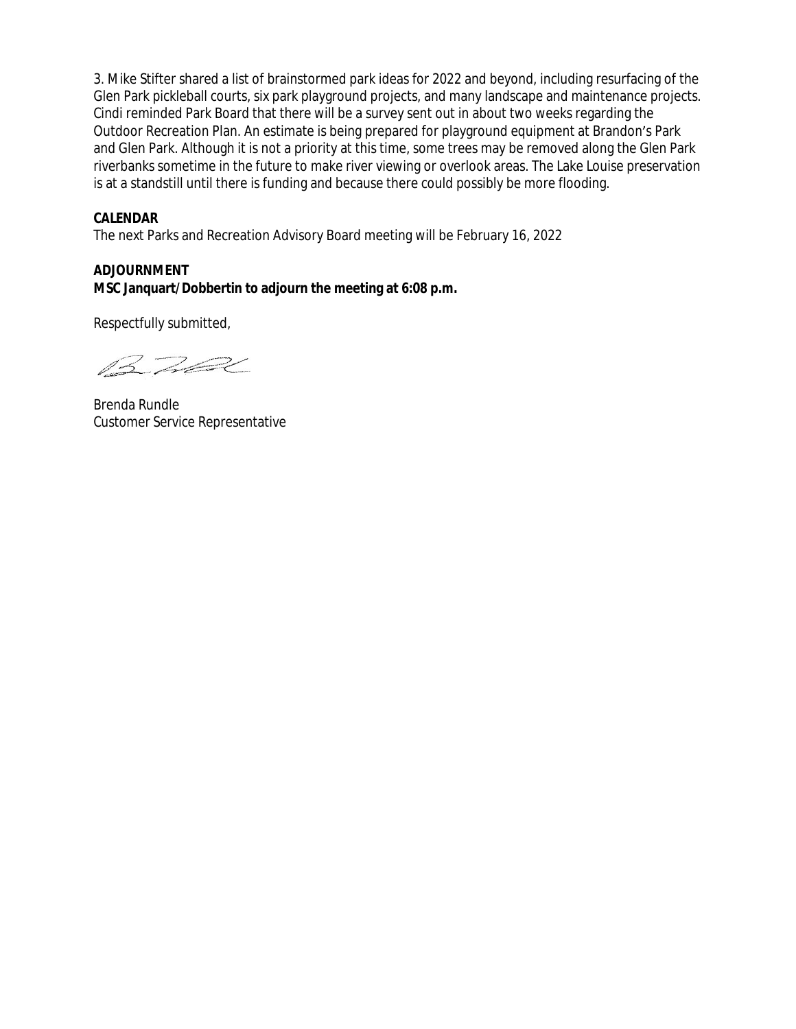3. Mike Stifter shared a list of brainstormed park ideas for 2022 and beyond, including resurfacing of the Glen Park pickleball courts, six park playground projects, and many landscape and maintenance projects. Cindi reminded Park Board that there will be a survey sent out in about two weeks regarding the Outdoor Recreation Plan. An estimate is being prepared for playground equipment at Brandon's Park and Glen Park. Although it is not a priority at this time, some trees may be removed along the Glen Park riverbanks sometime in the future to make river viewing or overlook areas. The Lake Louise preservation is at a standstill until there is funding and because there could possibly be more flooding.

**CALENDAR**

The next Parks and Recreation Advisory Board meeting will be February 16, 2022

**ADJOURNMENT**

**MSC Janquart/Dobbertin to adjourn the meeting at 6:08 p.m.**

Respectfully submitted,

Brenda Rundle
Customer Service Representative